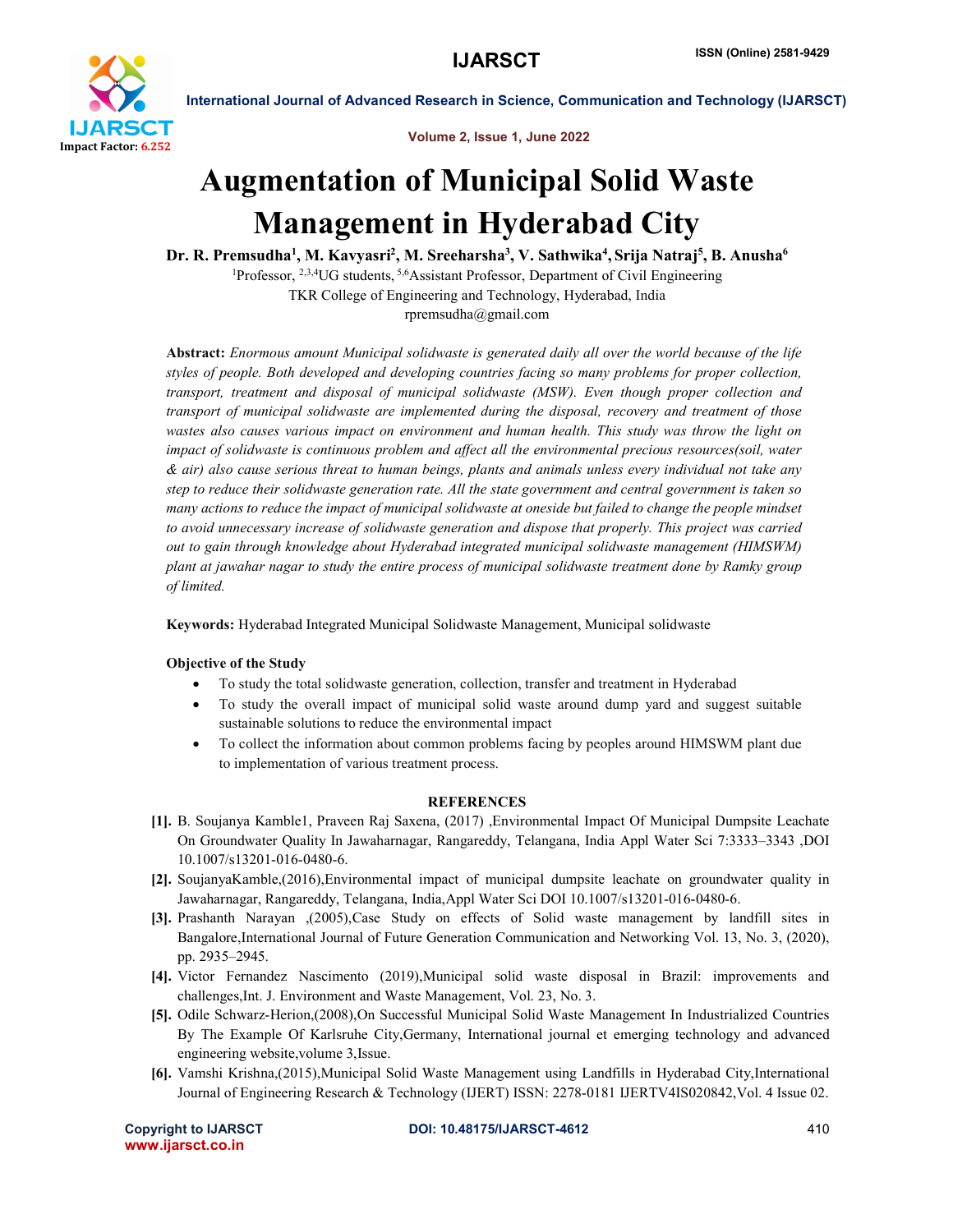# Augmentation of Municipal Solid Waste Management in Hyderabad City

**Dr. R. Premsudha[1], M. Kavyasri[2], M. Sreeharsha[3], V. Sathwika[4], Srija Natraj[5], B. Anusha[6]**

[1]Professor, [2,3,4]UG students, [5,6]Assistant Professor, Department of Civil Engineering
TKR College of Engineering and Technology, Hyderabad, India
rpremsudha@gmail.com

**Abstract:** *Enormous amount Municipal solidwaste is generated daily all over the world because of the life styles of people. Both developed and developing countries facing so many problems for proper collection, transport, treatment and disposal of municipal solidwaste (MSW). Even though proper collection and transport of municipal solidwaste are implemented during the disposal, recovery and treatment of those wastes also causes various impact on environment and human health. This study was throw the light on impact of solidwaste is continuous problem and affect all the environmental precious resources(soil, water & air) also cause serious threat to human beings, plants and animals unless every individual not take any step to reduce their solidwaste generation rate. All the state government and central government is taken so many actions to reduce the impact of municipal solidwaste at oneside but failed to change the people mindset to avoid unnecessary increase of solidwaste generation and dispose that properly. This project was carried out to gain through knowledge about Hyderabad integrated municipal solidwaste management (HIMSWM) plant at jawahar nagar to study the entire process of municipal solidwaste treatment done by Ramky group of limited.*

**Keywords:** Hyderabad Integrated Municipal Solidwaste Management, Municipal solidwaste

**Objective of the Study**

- To study the total solidwaste generation, collection, transfer and treatment in Hyderabad
- To study the overall impact of municipal solid waste around dump yard and suggest suitable sustainable solutions to reduce the environmental impact
- To collect the information about common problems facing by peoples around HIMSWM plant due to implementation of various treatment process.

## REFERENCES

[1]. B. Soujanya Kamble1, Praveen Raj Saxena, (2017) ,Environmental Impact Of Municipal Dumpsite Leachate On Groundwater Quality In Jawaharnagar, Rangareddy, Telangana, India Appl Water Sci 7:3333–3343 ,DOI 10.1007/s13201-016-0480-6.

[2]. SoujanyaKamble,(2016),Environmental impact of municipal dumpsite leachate on groundwater quality in Jawaharnagar, Rangareddy, Telangana, India,Appl Water Sci DOI 10.1007/s13201-016-0480-6.

[3]. Prashanth Narayan ,(2005),Case Study on effects of Solid waste management by landfill sites in Bangalore,International Journal of Future Generation Communication and Networking Vol. 13, No. 3, (2020), pp. 2935–2945.

[4]. Victor Fernandez Nascimento (2019),Municipal solid waste disposal in Brazil: improvements and challenges,Int. J. Environment and Waste Management, Vol. 23, No. 3.

[5]. Odile Schwarz-Herion,(2008),On Successful Municipal Solid Waste Management In Industrialized Countries By The Example Of Karlsruhe City,Germany, International journal et emerging technology and advanced engineering website,volume 3,Issue.

[6]. Vamshi Krishna,(2015),Municipal Solid Waste Management using Landfills in Hyderabad City,International Journal of Engineering Research & Technology (IJERT) ISSN: 2278-0181 IJERTV4IS020842,Vol. 4 Issue 02.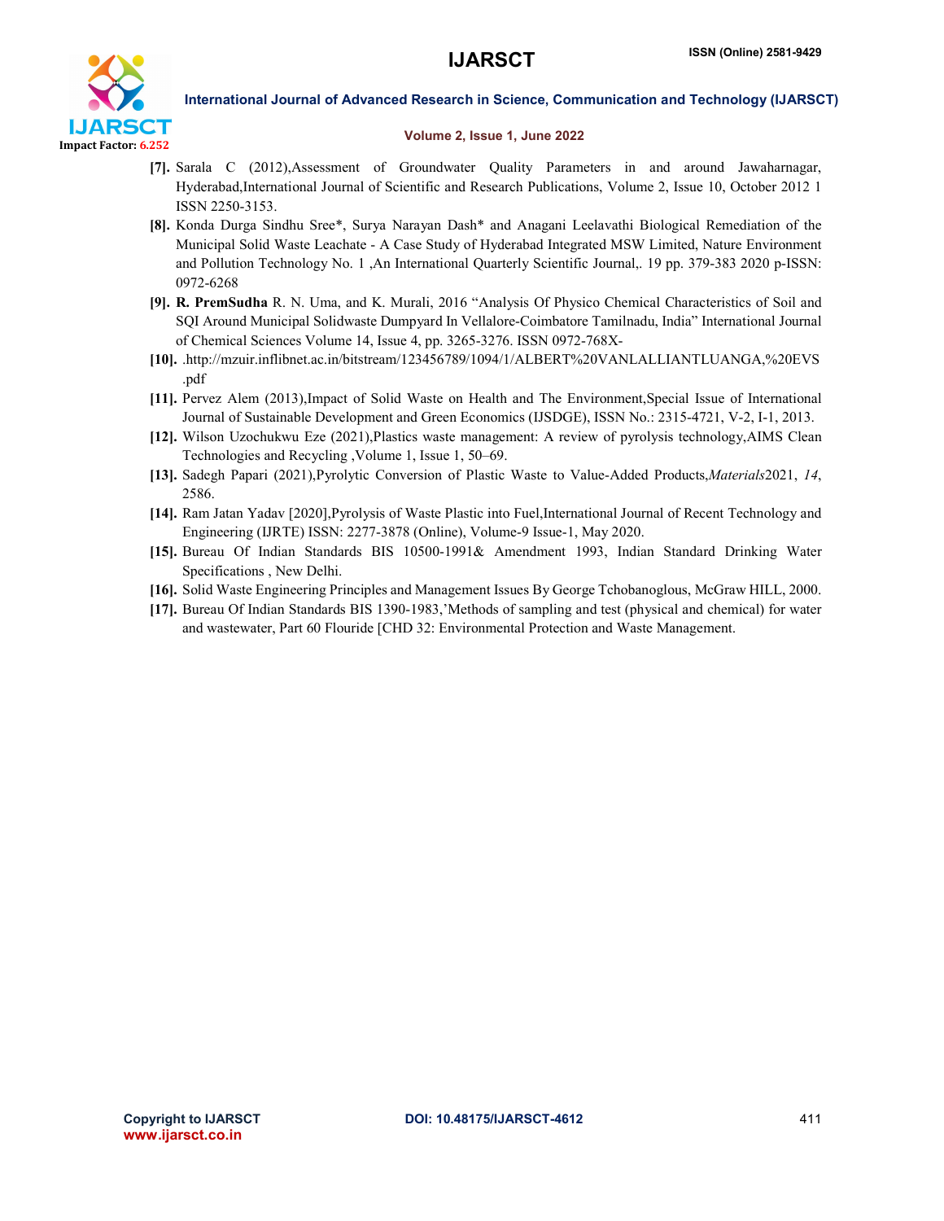**[7].** Sarala C (2012),Assessment of Groundwater Quality Parameters in and around Jawaharnagar, Hyderabad,International Journal of Scientific and Research Publications, Volume 2, Issue 10, October 2012 1 ISSN 2250-3153.

**[8].** Konda Durga Sindhu Sree*, Surya Narayan Dash* and Anagani Leelavathi Biological Remediation of the Municipal Solid Waste Leachate - A Case Study of Hyderabad Integrated MSW Limited, Nature Environment and Pollution Technology No. 1 ,An International Quarterly Scientific Journal,. 19 pp. 379-383 2020 p-ISSN: 0972-6268

**[9].** **R. PremSudha** R. N. Uma, and K. Murali, 2016 "Analysis Of Physico Chemical Characteristics of Soil and SQI Around Municipal Solidwaste Dumpyard In Vellalore-Coimbatore Tamilnadu, India" International Journal of Chemical Sciences Volume 14, Issue 4, pp. 3265-3276. ISSN 0972-768X-

**[10].** .http://mzuir.inflibnet.ac.in/bitstream/123456789/1094/1/ALBERT%20VANLALLIANTLUANGA,%20EVS.pdf

**[11].** Pervez Alem (2013),Impact of Solid Waste on Health and The Environment,Special Issue of International Journal of Sustainable Development and Green Economics (IJSDGE), ISSN No.: 2315-4721, V-2, I-1, 2013.

**[12].** Wilson Uzochukwu Eze (2021),Plastics waste management: A review of pyrolysis technology,AIMS Clean Technologies and Recycling ,Volume 1, Issue 1, 50–69.

**[13].** Sadegh Papari (2021),Pyrolytic Conversion of Plastic Waste to Value-Added Products,*Materials*2021, *14*, 2586.

**[14].** Ram Jatan Yadav [2020],Pyrolysis of Waste Plastic into Fuel,International Journal of Recent Technology and Engineering (IJRTE) ISSN: 2277-3878 (Online), Volume-9 Issue-1, May 2020.

**[15].** Bureau Of Indian Standards BIS 10500-1991& Amendment 1993, Indian Standard Drinking Water Specifications , New Delhi.

**[16].** Solid Waste Engineering Principles and Management Issues By George Tchobanoglous, McGraw HILL, 2000.

**[17].** Bureau Of Indian Standards BIS 1390-1983,'Methods of sampling and test (physical and chemical) for water and wastewater, Part 60 Flouride [CHD 32: Environmental Protection and Waste Management.